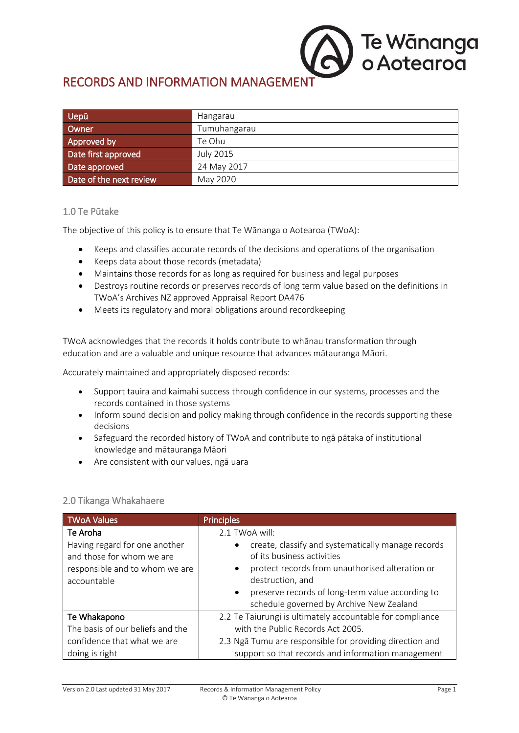# RECORDS AND INFORMATION MANAGEMENT

| | |
|---|---|
| Uepū | Hangarau |
| Owner | Tumuhangarau |
| Approved by | Te Ohu |
| Date first approved | July 2015 |
| Date approved | 24 May 2017 |
| Date of the next review | May 2020 |

## 1.0 Te Pūtake

The objective of this policy is to ensure that Te Wānanga o Aotearoa (TWoA):

- Keeps and classifies accurate records of the decisions and operations of the organisation
- Keeps data about those records (metadata)
- Maintains those records for as long as required for business and legal purposes
- Destroys routine records or preserves records of long term value based on the definitions in TWoA's Archives NZ approved Appraisal Report DA476
- Meets its regulatory and moral obligations around recordkeeping

TWoA acknowledges that the records it holds contribute to whānau transformation through education and are a valuable and unique resource that advances mātauranga Māori.

Accurately maintained and appropriately disposed records:

- Support tauira and kaimahi success through confidence in our systems, processes and the records contained in those systems
- Inform sound decision and policy making through confidence in the records supporting these decisions
- Safeguard the recorded history of TWoA and contribute to ngā pātaka of institutional knowledge and mātauranga Māori
- Are consistent with our values, ngā uara

## 2.0 Tikanga Whakahaere

| TWoA Values | Principles |
|---|---|
| **Te Aroha**<br>Having regard for one another and those for whom we are responsible and to whom we are accountable | 2.1 TWoA will:<br>• create, classify and systematically manage records of its business activities<br>• protect records from unauthorised alteration or destruction, and<br>• preserve records of long-term value according to schedule governed by Archive New Zealand |
| **Te Whakapono**<br>The basis of our beliefs and the confidence that what we are doing is right | 2.2 Te Taiurungi is ultimately accountable for compliance with the Public Records Act 2005.<br>2.3 Ngā Tumu are responsible for providing direction and support so that records and information management |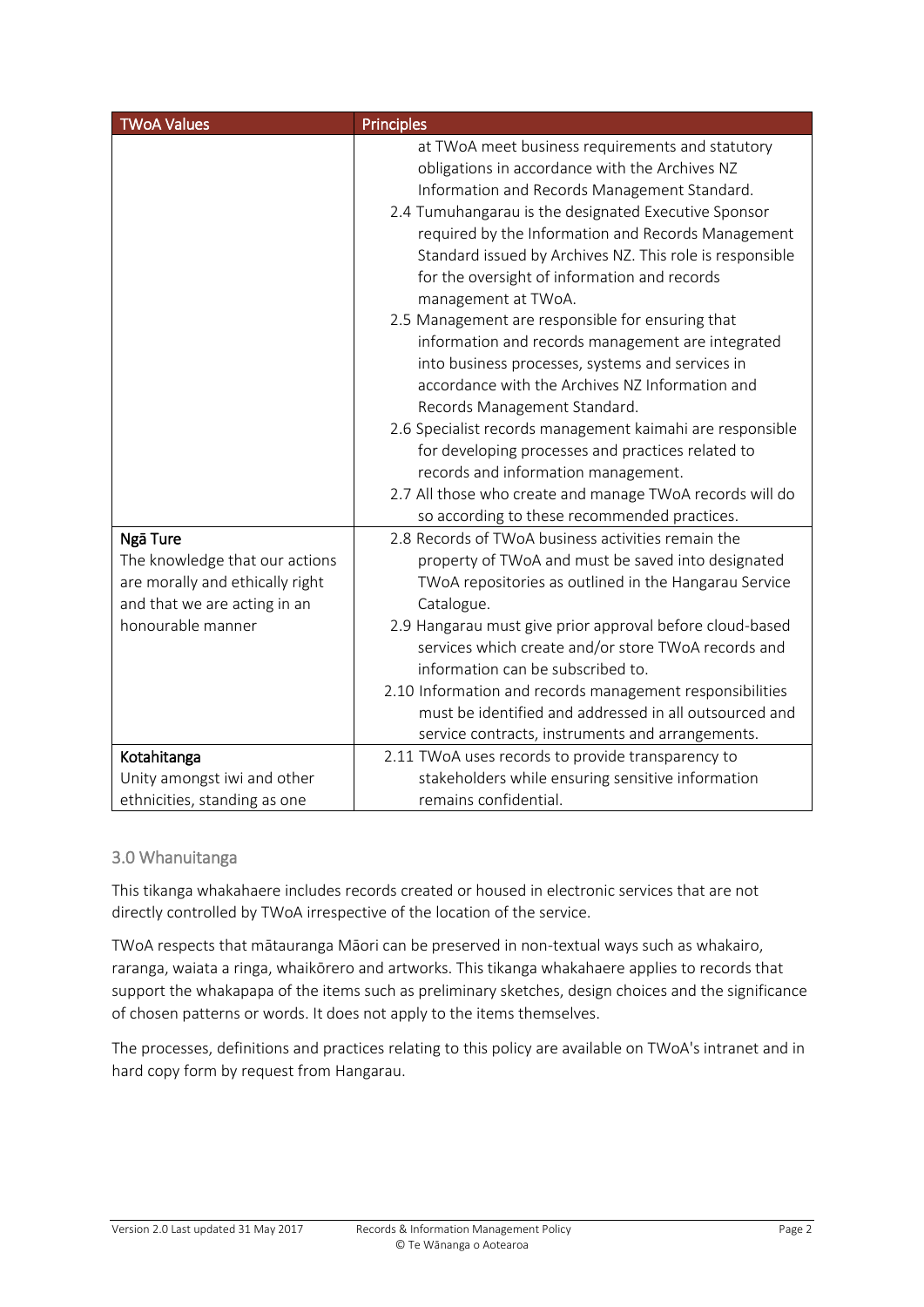| TWoA Values | Principles |
|---|---|
| | at TWoA meet business requirements and statutory obligations in accordance with the Archives NZ Information and Records Management Standard.<br>2.4 Tumuhangarau is the designated Executive Sponsor required by the Information and Records Management Standard issued by Archives NZ. This role is responsible for the oversight of information and records management at TWoA.<br>2.5 Management are responsible for ensuring that information and records management are integrated into business processes, systems and services in accordance with the Archives NZ Information and Records Management Standard.<br>2.6 Specialist records management kaimahi are responsible for developing processes and practices related to records and information management.<br>2.7 All those who create and manage TWoA records will do so according to these recommended practices. |
| **Ngā Ture**<br>The knowledge that our actions are morally and ethically right and that we are acting in an honourable manner | 2.8 Records of TWoA business activities remain the property of TWoA and must be saved into designated TWoA repositories as outlined in the Hangarau Service Catalogue.<br>2.9 Hangarau must give prior approval before cloud-based services which create and/or store TWoA records and information can be subscribed to.<br>2.10 Information and records management responsibilities must be identified and addressed in all outsourced and service contracts, instruments and arrangements. |
| **Kotahitanga**<br>Unity amongst iwi and other ethnicities, standing as one | 2.11 TWoA uses records to provide transparency to stakeholders while ensuring sensitive information remains confidential. |

## 3.0 Whanuitanga

This tikanga whakahaere includes records created or housed in electronic services that are not directly controlled by TWoA irrespective of the location of the service.

TWoA respects that mātauranga Māori can be preserved in non-textual ways such as whakairo, raranga, waiata a ringa, whaikōrero and artworks. This tikanga whakahaere applies to records that support the whakapapa of the items such as preliminary sketches, design choices and the significance of chosen patterns or words. It does not apply to the items themselves.

The processes, definitions and practices relating to this policy are available on TWoA's intranet and in hard copy form by request from Hangarau.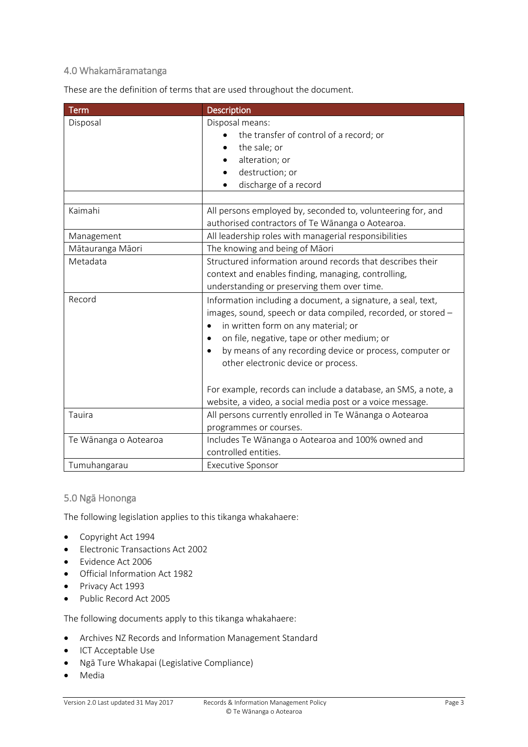## 4.0 Whakamāramatanga

These are the definition of terms that are used throughout the document.

| Term | Description |
|---|---|
| Disposal | Disposal means:<br>• the transfer of control of a record; or<br>• the sale; or<br>• alteration; or<br>• destruction; or<br>• discharge of a record |
| | |
| Kaimahi | All persons employed by, seconded to, volunteering for, and authorised contractors of Te Wānanga o Aotearoa. |
| Management | All leadership roles with managerial responsibilities |
| Mātauranga Māori | The knowing and being of Māori |
| Metadata | Structured information around records that describes their context and enables finding, managing, controlling, understanding or preserving them over time. |
| Record | Information including a document, a signature, a seal, text, images, sound, speech or data compiled, recorded, or stored –<br>• in written form on any material; or<br>• on file, negative, tape or other medium; or<br>• by means of any recording device or process, computer or other electronic device or process.<br><br>For example, records can include a database, an SMS, a note, a website, a video, a social media post or a voice message. |
| Tauira | All persons currently enrolled in Te Wānanga o Aotearoa programmes or courses. |
| Te Wānanga o Aotearoa | Includes Te Wānanga o Aotearoa and 100% owned and controlled entities. |
| Tumuhangarau | Executive Sponsor |

## 5.0 Ngā Hononga

The following legislation applies to this tikanga whakahaere:

- Copyright Act 1994
- Electronic Transactions Act 2002
- Evidence Act 2006
- Official Information Act 1982
- Privacy Act 1993
- Public Record Act 2005

The following documents apply to this tikanga whakahaere:

- Archives NZ Records and Information Management Standard
- ICT Acceptable Use
- Ngā Ture Whakapai (Legislative Compliance)
- Media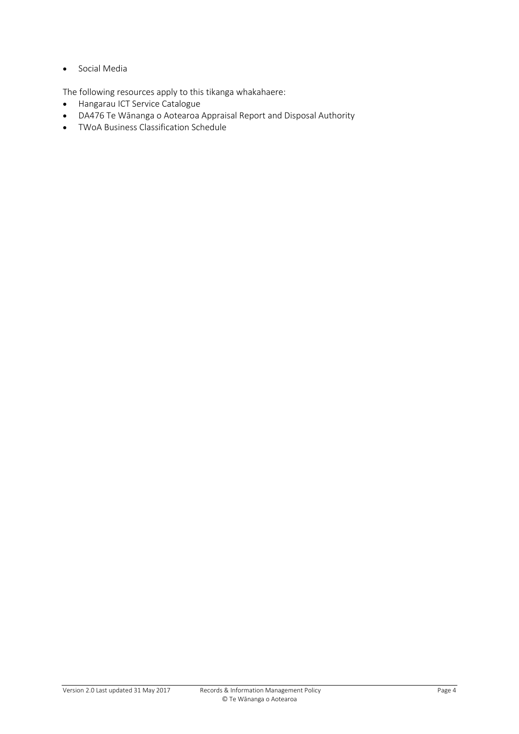- Social Media

The following resources apply to this tikanga whakahaere:

- Hangarau ICT Service Catalogue
- DA476 Te Wānanga o Aotearoa Appraisal Report and Disposal Authority
- TWoA Business Classification Schedule